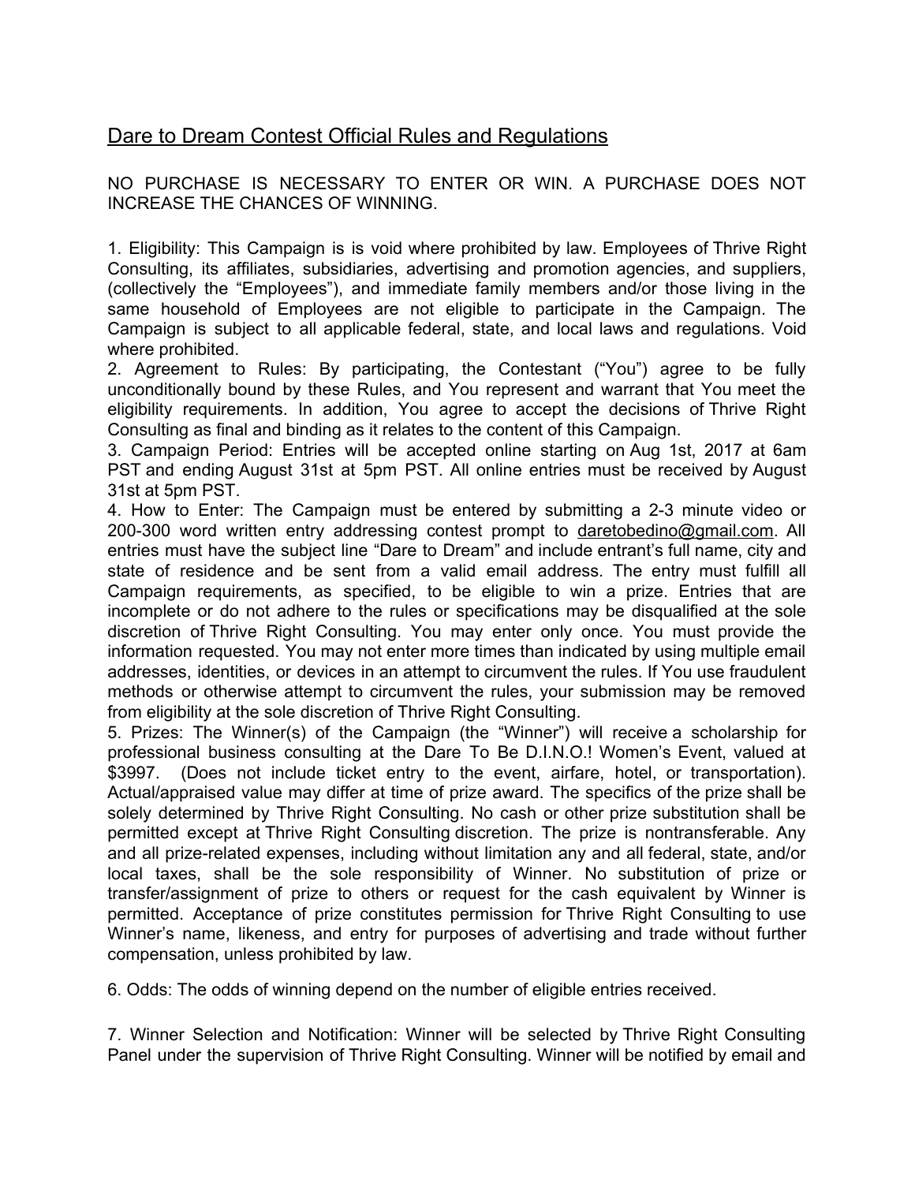## Dare to Dream Contest Official Rules and Regulations

NO PURCHASE IS NECESSARY TO ENTER OR WIN. A PURCHASE DOES NOT INCREASE THE CHANCES OF WINNING.

1. Eligibility: This Campaign is is void where prohibited by law. Employees of Thrive Right Consulting, its affiliates, subsidiaries, advertising and promotion agencies, and suppliers, (collectively the "Employees"), and immediate family members and/or those living in the same household of Employees are not eligible to participate in the Campaign. The Campaign is subject to all applicable federal, state, and local laws and regulations. Void where prohibited.
2. Agreement to Rules: By participating, the Contestant ("You") agree to be fully unconditionally bound by these Rules, and You represent and warrant that You meet the eligibility requirements. In addition, You agree to accept the decisions of Thrive Right Consulting as final and binding as it relates to the content of this Campaign.
3. Campaign Period: Entries will be accepted online starting on Aug 1st, 2017 at 6am PST and ending August 31st at 5pm PST. All online entries must be received by August 31st at 5pm PST.
4. How to Enter: The Campaign must be entered by submitting a 2-3 minute video or 200-300 word written entry addressing contest prompt to daretobedino@gmail.com. All entries must have the subject line "Dare to Dream" and include entrant's full name, city and state of residence and be sent from a valid email address. The entry must fulfill all Campaign requirements, as specified, to be eligible to win a prize. Entries that are incomplete or do not adhere to the rules or specifications may be disqualified at the sole discretion of Thrive Right Consulting. You may enter only once. You must provide the information requested. You may not enter more times than indicated by using multiple email addresses, identities, or devices in an attempt to circumvent the rules. If You use fraudulent methods or otherwise attempt to circumvent the rules, your submission may be removed from eligibility at the sole discretion of Thrive Right Consulting.
5. Prizes: The Winner(s) of the Campaign (the "Winner") will receive a scholarship for professional business consulting at the Dare To Be D.I.N.O.! Women's Event, valued at $3997. (Does not include ticket entry to the event, airfare, hotel, or transportation). Actual/appraised value may differ at time of prize award. The specifics of the prize shall be solely determined by Thrive Right Consulting. No cash or other prize substitution shall be permitted except at Thrive Right Consulting discretion. The prize is nontransferable. Any and all prize-related expenses, including without limitation any and all federal, state, and/or local taxes, shall be the sole responsibility of Winner. No substitution of prize or transfer/assignment of prize to others or request for the cash equivalent by Winner is permitted. Acceptance of prize constitutes permission for Thrive Right Consulting to use Winner's name, likeness, and entry for purposes of advertising and trade without further compensation, unless prohibited by law.

6. Odds: The odds of winning depend on the number of eligible entries received.

7. Winner Selection and Notification: Winner will be selected by Thrive Right Consulting Panel under the supervision of Thrive Right Consulting. Winner will be notified by email and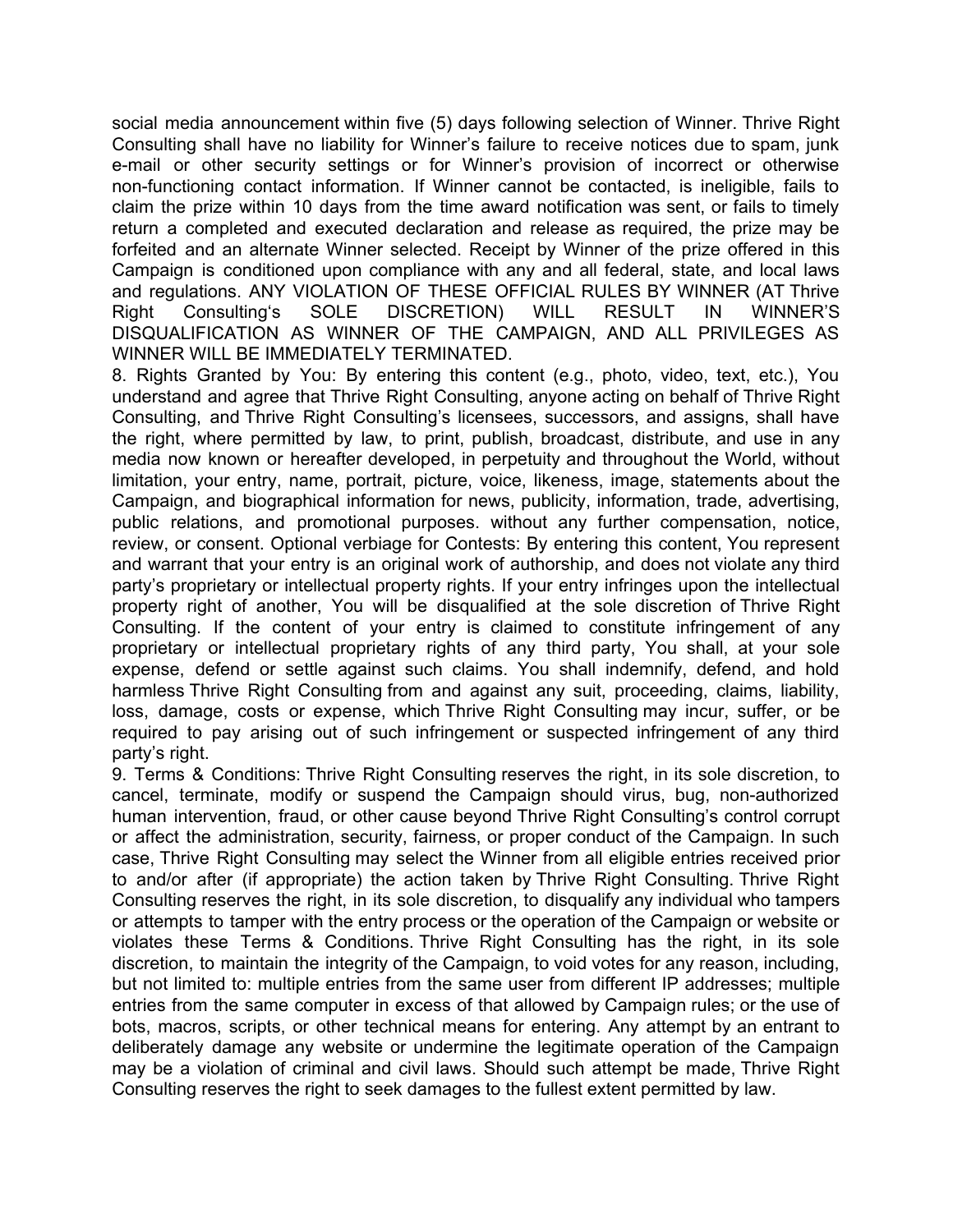social media announcement within five (5) days following selection of Winner. Thrive Right Consulting shall have no liability for Winner's failure to receive notices due to spam, junk e-mail or other security settings or for Winner's provision of incorrect or otherwise non-functioning contact information. If Winner cannot be contacted, is ineligible, fails to claim the prize within 10 days from the time award notification was sent, or fails to timely return a completed and executed declaration and release as required, the prize may be forfeited and an alternate Winner selected. Receipt by Winner of the prize offered in this Campaign is conditioned upon compliance with any and all federal, state, and local laws and regulations. ANY VIOLATION OF THESE OFFICIAL RULES BY WINNER (AT Thrive Right Consulting's SOLE DISCRETION) WILL RESULT IN WINNER'S DISQUALIFICATION AS WINNER OF THE CAMPAIGN, AND ALL PRIVILEGES AS WINNER WILL BE IMMEDIATELY TERMINATED.

8. Rights Granted by You: By entering this content (e.g., photo, video, text, etc.), You understand and agree that Thrive Right Consulting, anyone acting on behalf of Thrive Right Consulting, and Thrive Right Consulting's licensees, successors, and assigns, shall have the right, where permitted by law, to print, publish, broadcast, distribute, and use in any media now known or hereafter developed, in perpetuity and throughout the World, without limitation, your entry, name, portrait, picture, voice, likeness, image, statements about the Campaign, and biographical information for news, publicity, information, trade, advertising, public relations, and promotional purposes. without any further compensation, notice, review, or consent. Optional verbiage for Contests: By entering this content, You represent and warrant that your entry is an original work of authorship, and does not violate any third party's proprietary or intellectual property rights. If your entry infringes upon the intellectual property right of another, You will be disqualified at the sole discretion of Thrive Right Consulting. If the content of your entry is claimed to constitute infringement of any proprietary or intellectual proprietary rights of any third party, You shall, at your sole expense, defend or settle against such claims. You shall indemnify, defend, and hold harmless Thrive Right Consulting from and against any suit, proceeding, claims, liability, loss, damage, costs or expense, which Thrive Right Consulting may incur, suffer, or be required to pay arising out of such infringement or suspected infringement of any third party's right.

9. Terms & Conditions: Thrive Right Consulting reserves the right, in its sole discretion, to cancel, terminate, modify or suspend the Campaign should virus, bug, non-authorized human intervention, fraud, or other cause beyond Thrive Right Consulting's control corrupt or affect the administration, security, fairness, or proper conduct of the Campaign. In such case, Thrive Right Consulting may select the Winner from all eligible entries received prior to and/or after (if appropriate) the action taken by Thrive Right Consulting. Thrive Right Consulting reserves the right, in its sole discretion, to disqualify any individual who tampers or attempts to tamper with the entry process or the operation of the Campaign or website or violates these Terms & Conditions. Thrive Right Consulting has the right, in its sole discretion, to maintain the integrity of the Campaign, to void votes for any reason, including, but not limited to: multiple entries from the same user from different IP addresses; multiple entries from the same computer in excess of that allowed by Campaign rules; or the use of bots, macros, scripts, or other technical means for entering. Any attempt by an entrant to deliberately damage any website or undermine the legitimate operation of the Campaign may be a violation of criminal and civil laws. Should such attempt be made, Thrive Right Consulting reserves the right to seek damages to the fullest extent permitted by law.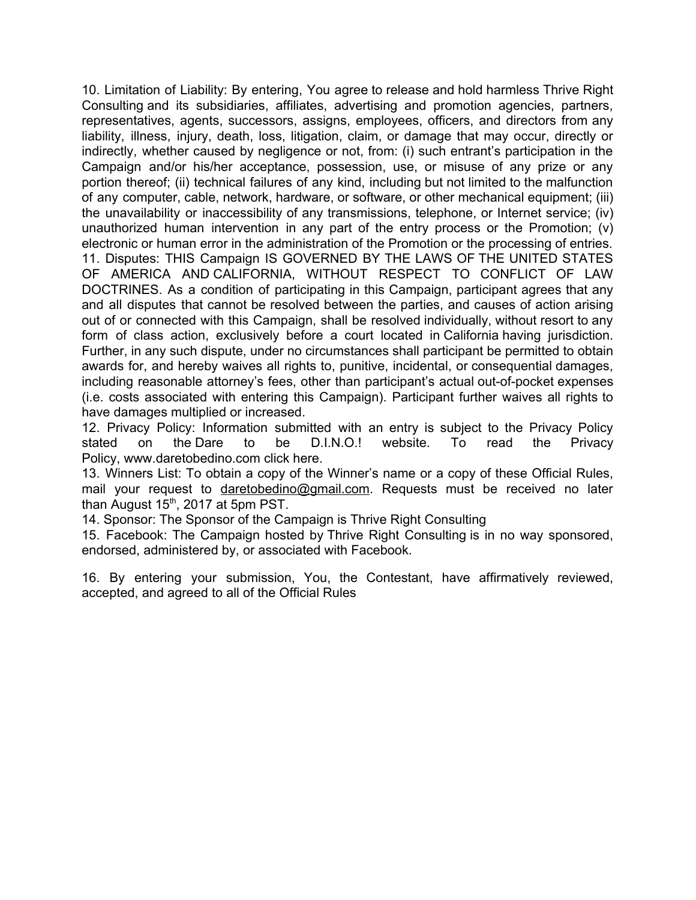10. Limitation of Liability: By entering, You agree to release and hold harmless Thrive Right Consulting and its subsidiaries, affiliates, advertising and promotion agencies, partners, representatives, agents, successors, assigns, employees, officers, and directors from any liability, illness, injury, death, loss, litigation, claim, or damage that may occur, directly or indirectly, whether caused by negligence or not, from: (i) such entrant's participation in the Campaign and/or his/her acceptance, possession, use, or misuse of any prize or any portion thereof; (ii) technical failures of any kind, including but not limited to the malfunction of any computer, cable, network, hardware, or software, or other mechanical equipment; (iii) the unavailability or inaccessibility of any transmissions, telephone, or Internet service; (iv) unauthorized human intervention in any part of the entry process or the Promotion; (v) electronic or human error in the administration of the Promotion or the processing of entries.

11. Disputes: THIS Campaign IS GOVERNED BY THE LAWS OF THE UNITED STATES OF AMERICA AND CALIFORNIA, WITHOUT RESPECT TO CONFLICT OF LAW DOCTRINES. As a condition of participating in this Campaign, participant agrees that any and all disputes that cannot be resolved between the parties, and causes of action arising out of or connected with this Campaign, shall be resolved individually, without resort to any form of class action, exclusively before a court located in California having jurisdiction. Further, in any such dispute, under no circumstances shall participant be permitted to obtain awards for, and hereby waives all rights to, punitive, incidental, or consequential damages, including reasonable attorney's fees, other than participant's actual out-of-pocket expenses (i.e. costs associated with entering this Campaign). Participant further waives all rights to have damages multiplied or increased.

12. Privacy Policy: Information submitted with an entry is subject to the Privacy Policy stated on the Dare to be D.I.N.O.! website. To read the Privacy Policy, www.daretobedino.com click here.

13. Winners List: To obtain a copy of the Winner's name or a copy of these Official Rules, mail your request to daretobedino@gmail.com. Requests must be received no later than August 15th, 2017 at 5pm PST.

14. Sponsor: The Sponsor of the Campaign is Thrive Right Consulting

15. Facebook: The Campaign hosted by Thrive Right Consulting is in no way sponsored, endorsed, administered by, or associated with Facebook.

16. By entering your submission, You, the Contestant, have affirmatively reviewed, accepted, and agreed to all of the Official Rules